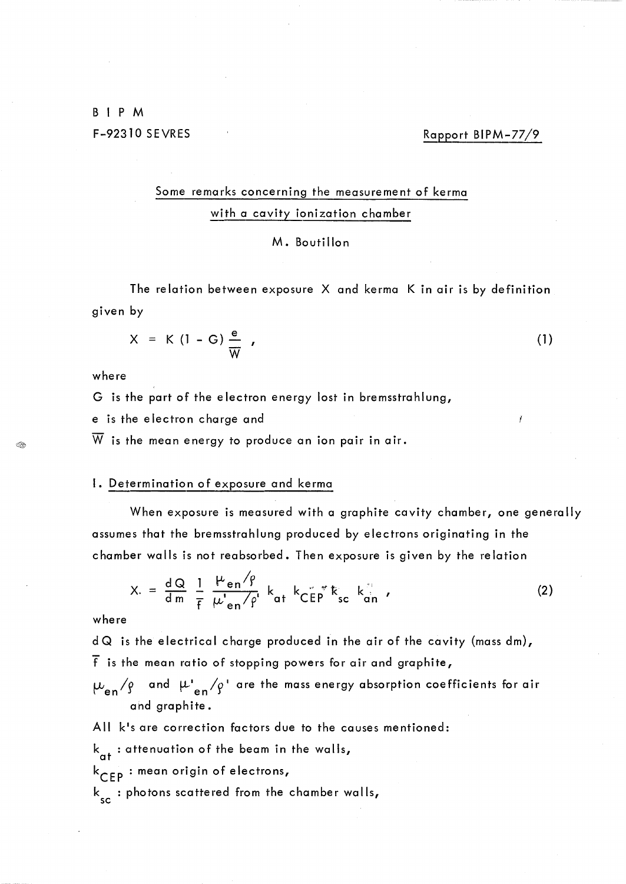B I P M

F-92310 SEVRES

Rapport BIPM-77/9

# Some remarks concerning the measurement of kerma with a cavity ionization chamber

M. Boutillon

The relation between exposure X and kerma K in air is by definition given by

$$X = K(1-G)\frac{e}{\overline{W}} , \qquad (1)$$

where

G is the part of the electron energy lost in bremsstrahlung,

e is the electron charge and

$\overline{W}$ is the mean energy to produce an ion pair in air.

## I. Determination of exposure and kerma

When exposure is measured with a graphite cavity chamber, one generally assumes that the bremsstrahlung produced by electrons originating in the chamber walls is not reabsorbed. Then exposure is given by the relation

$$X = \frac{dQ}{dm} \frac{1}{\overline{f}} \frac{\mu_{en}/\rho}{\mu'_{en}/\rho'} k_{at} k_{CEP} k_{sc} k_{an} , \qquad (2)$$

where

dQ is the electrical charge produced in the air of the cavity (mass dm),

$\overline{f}$ is the mean ratio of stopping powers for air and graphite,

$\mu_{en}/\rho$ and $\mu'_{en}/\rho'$ are the mass energy absorption coefficients for air and graphite.

All k's are correction factors due to the causes mentioned:

$k_{at}$ : attenuation of the beam in the walls,

$k_{CEP}$ : mean origin of electrons,

$k_{sc}$ : photons scattered from the chamber walls,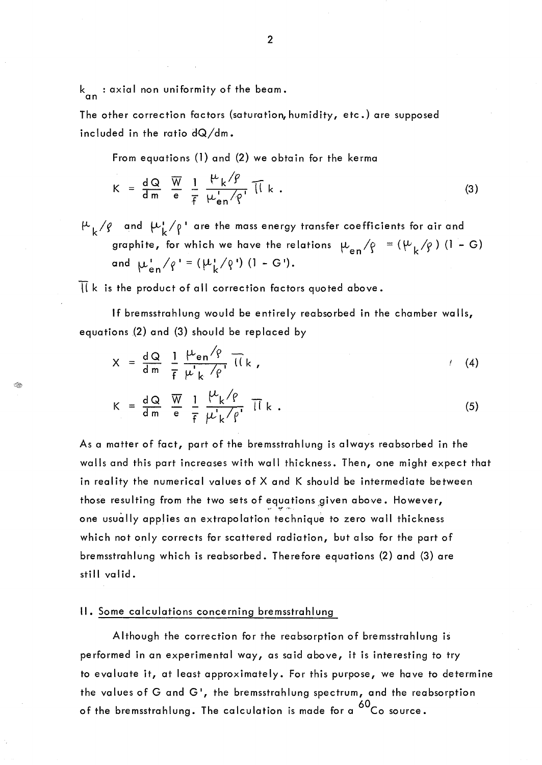$k_{an}$ : axial non uniformity of the beam.

The other correction factors (saturation, humidity, etc.) are supposed included in the ratio $dQ/dm$.

From equations (1) and (2) we obtain for the kerma

$$K = \frac{dQ}{dm} \; \frac{\overline{W}}{e} \; \frac{1}{f} \; \frac{\mu_k/\rho}{\mu'_{en}/\rho'} \; \Pi k \; . \tag{3}$$

$\mu_k/\rho$ and $\mu'_k/\rho'$ are the mass energy transfer coefficients for air and graphite, for which we have the relations $\mu_{en}/\rho = (\mu_k/\rho)(1 - G)$ and $\mu'_{en}/\rho' = (\mu'_k/\rho')(1 - G')$.

$\Pi k$ is the product of all correction factors quoted above.

If bremsstrahlung would be entirely reabsorbed in the chamber walls, equations (2) and (3) should be replaced by

$$X = \frac{dQ}{dm} \; \frac{1}{f} \; \frac{\mu_{en}/\rho}{\mu'_k/\rho'} \; \Pi k \; , \tag{4}$$

$$K = \frac{dQ}{dm} \; \frac{\overline{W}}{e} \; \frac{1}{f} \; \frac{\mu_k/\rho}{\mu'_k/\rho'} \; \Pi k \; . \tag{5}$$

As a matter of fact, part of the bremsstrahlung is always reabsorbed in the walls and this part increases with wall thickness. Then, one might expect that in reality the numerical values of X and K should be intermediate between those resulting from the two sets of equations given above. However, one usually applies an extrapolation technique to zero wall thickness which not only corrects for scattered radiation, but also for the part of bremsstrahlung which is reabsorbed. Therefore equations (2) and (3) are still valid.

## II. Some calculations concerning bremsstrahlung

Although the correction for the reabsorption of bremsstrahlung is performed in an experimental way, as said above, it is interesting to try to evaluate it, at least approximately. For this purpose, we have to determine the values of G and G', the bremsstrahlung spectrum, and the reabsorption of the bremsstrahlung. The calculation is made for a $^{60}Co$ source.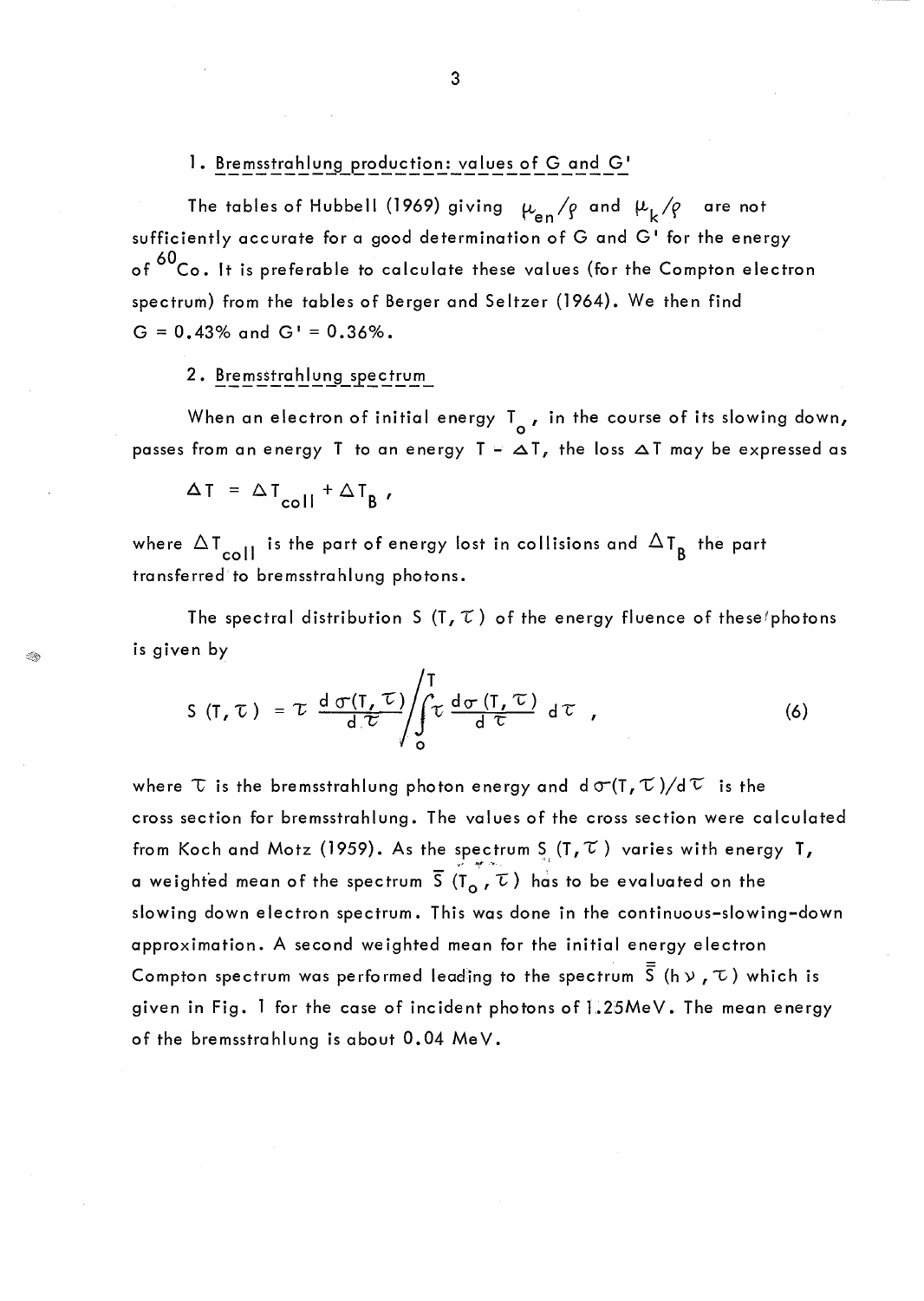## 1. Bremsstrahlung production: values of G and G'

The tables of Hubbell (1969) giving $\mu_{en}/\rho$ and $\mu_k/\rho$ are not sufficiently accurate for a good determination of G and G' for the energy of $^{60}Co$. It is preferable to calculate these values (for the Compton electron spectrum) from the tables of Berger and Seltzer (1964). We then find G = 0.43% and G' = 0.36%.

## 2. Bremsstrahlung spectrum

When an electron of initial energy $T_o$, in the course of its slowing down, passes from an energy T to an energy $T - \Delta T$, the loss $\Delta T$ may be expressed as

$$\Delta T = \Delta T_{coll} + \Delta T_B ,$$

where $\Delta T_{coll}$ is the part of energy lost in collisions and $\Delta T_B$ the part transferred to bremsstrahlung photons.

The spectral distribution $S(T, \tau)$ of the energy fluence of these photons is given by

$$S(T, \tau) = \tau \frac{d\sigma(T, \tau)}{d\tau} \Bigg/ \int_0^T \tau \frac{d\sigma(T, \tau)}{d\tau} \, d\tau , \tag{6}$$

where $\tau$ is the bremsstrahlung photon energy and $d\sigma(T, \tau)/d\tau$ is the cross section for bremsstrahlung. The values of the cross section were calculated from Koch and Motz (1959). As the spectrum $S(T, \tau)$ varies with energy T, a weighted mean of the spectrum $\overline{S}(T_o, \tau)$ has to be evaluated on the slowing down electron spectrum. This was done in the continuous-slowing-down approximation. A second weighted mean for the initial energy electron Compton spectrum was performed leading to the spectrum $\overline{\overline{S}}(h\nu, \tau)$ which is given in Fig. 1 for the case of incident photons of 1.25MeV. The mean energy of the bremsstrahlung is about 0.04 MeV.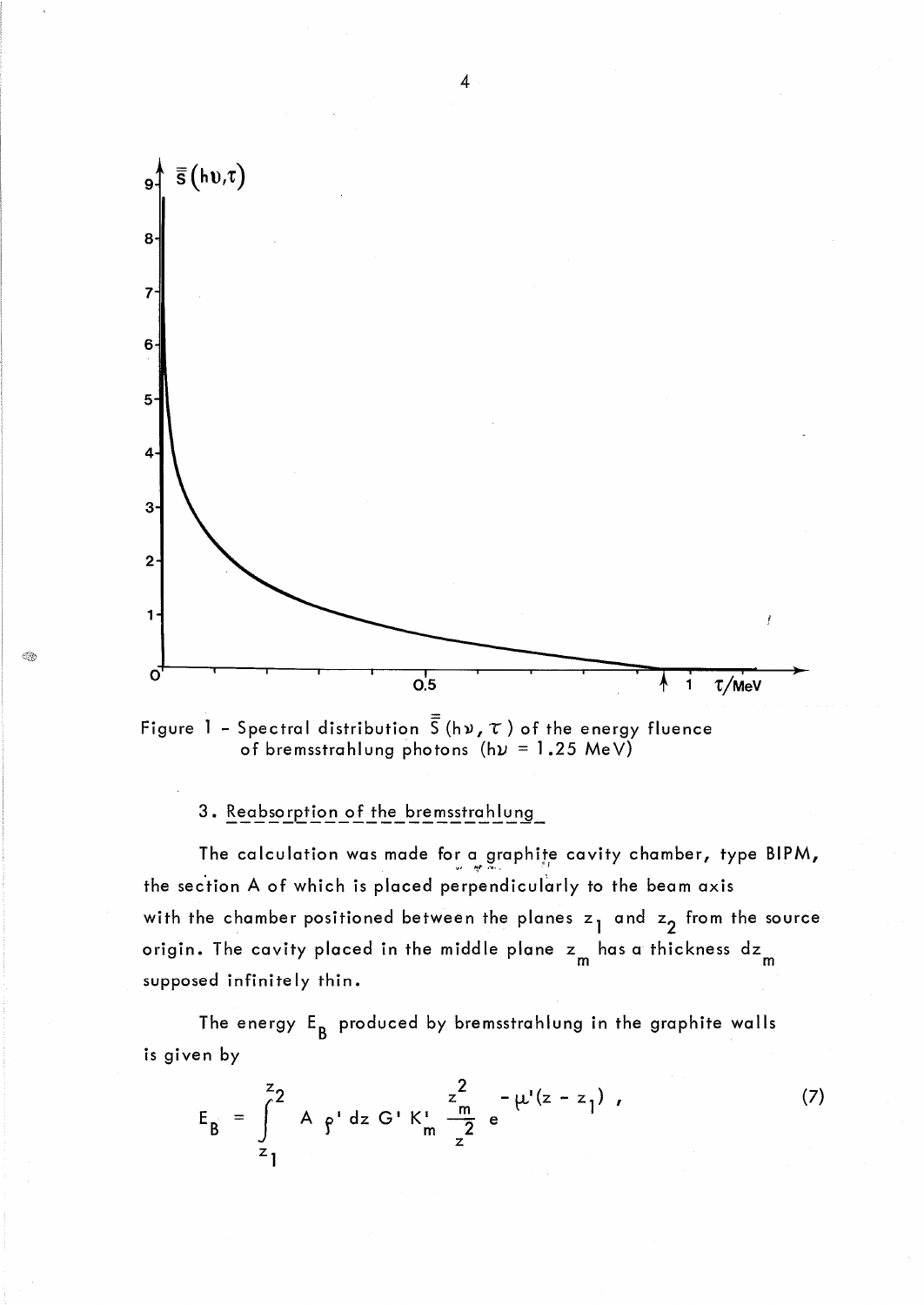Figure 1 - Spectral distribution $\bar{\bar{S}}(h\nu, \tau)$ of the energy fluence of bremsstrahlung photons ($h\nu$ = 1.25 MeV)

### 3. Reabsorption of the bremsstrahlung

The calculation was made for a graphite cavity chamber, type BIPM, the section A of which is placed perpendicularly to the beam axis with the chamber positioned between the planes $z_1$ and $z_2$ from the source origin. The cavity placed in the middle plane $z_m$ has a thickness $dz_m$ supposed infinitely thin.

The energy $E_B$ produced by bremsstrahlung in the graphite walls is given by

$$E_B = \int_{z_1}^{z_2} A \, \rho' \, dz \, G' \, K'_m \, \frac{z_m^2}{z^2} \, e^{-\mu'(z - z_1)} \, , \qquad (7)$$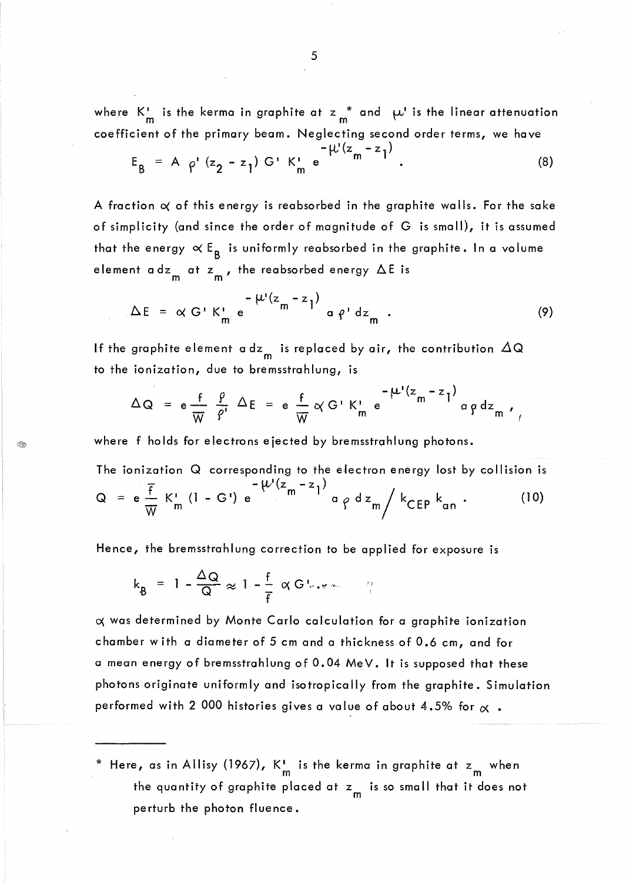where $K'_m$ is the kerma in graphite at $z_m$* and $\mu'$ is the linear attenuation coefficient of the primary beam. Neglecting second order terms, we have

$$E_B = A\ \rho' (z_2 - z_1)\ G'\ K'_m\ e^{-\mu'(z_m - z_1)} . \tag{8}$$

A fraction $\alpha$ of this energy is reabsorbed in the graphite walls. For the sake of simplicity (and since the order of magnitude of G is small), it is assumed that the energy $\alpha E_B$ is uniformly reabsorbed in the graphite. In a volume element $a\,dz_m$ at $z_m$, the reabsorbed energy $\Delta E$ is

$$\Delta E = \alpha\ G'\ K'_m\ e^{-\mu'(z_m - z_1)}\ a\ \rho'\ dz_m . \tag{9}$$

If the graphite element $a\,dz_m$ is replaced by air, the contribution $\Delta Q$ to the ionization, due to bremsstrahlung, is

$$\Delta Q = e \frac{f}{W} \frac{\rho}{\rho'} \Delta E = e \frac{f}{W} \alpha\ G'\ K'_m\ e^{-\mu'(z_m - z_1)}\ a\,\rho\,dz_m ,$$

where f holds for electrons ejected by bremsstrahlung photons.

The ionization Q corresponding to the electron energy lost by collision is

$$Q = e \frac{\bar{f}}{W}\ K'_m\ (1 - G')\ e^{-\mu'(z_m - z_1)}\ a\,\rho\,dz_m \Big/ k_{CEP}\ k_{an} . \tag{10}$$

Hence, the bremsstrahlung correction to be applied for exposure is

$$k_B = 1 - \frac{\Delta Q}{Q} \approx 1 - \frac{f}{\bar{f}}\ \alpha\ G' \ldots$$

$\alpha$ was determined by Monte Carlo calculation for a graphite ionization chamber with a diameter of 5 cm and a thickness of 0.6 cm, and for a mean energy of bremsstrahlung of 0.04 MeV. It is supposed that these photons originate uniformly and isotropically from the graphite. Simulation performed with 2 000 histories gives a value of about 4.5% for $\alpha$.

---

\* Here, as in Allisy (1967), $K'_m$ is the kerma in graphite at $z_m$ when the quantity of graphite placed at $z_m$ is so small that it does not perturb the photon fluence.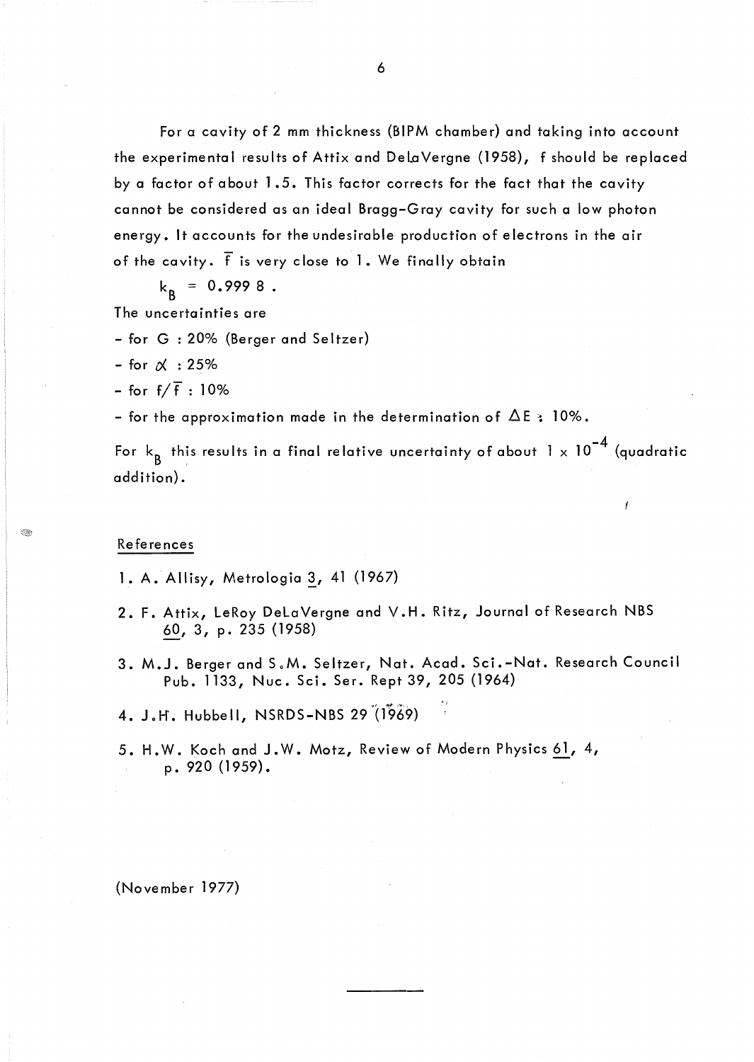For a cavity of 2 mm thickness (BIPM chamber) and taking into account the experimental results of Attix and DeLaVergne (1958), f should be replaced by a factor of about 1.5. This factor corrects for the fact that the cavity cannot be considered as an ideal Bragg-Gray cavity for such a low photon energy. It accounts for the undesirable production of electrons in the air of the cavity. $\overline{f}$ is very close to 1. We finally obtain

$$k_B = 0.999\,8 .$$

The uncertainties are

- for G : 20% (Berger and Seltzer)
- for $\alpha$ : 25%
- for $f/\overline{f}$ : 10%
- for the approximation made in the determination of $\Delta E$ : 10%.

For $k_B$ this results in a final relative uncertainty of about $1 \times 10^{-4}$ (quadratic addition).

## References

1. A. Allisy, Metrologia 3, 41 (1967)
2. F. Attix, LeRoy DeLaVergne and V.H. Ritz, Journal of Research NBS 60, 3, p. 235 (1958)
3. M.J. Berger and S.M. Seltzer, Nat. Acad. Sci.-Nat. Research Council Pub. 1133, Nuc. Sci. Ser. Rept 39, 205 (1964)
4. J.H. Hubbell, NSRDS-NBS 29 (1969)
5. H.W. Koch and J.W. Motz, Review of Modern Physics 61, 4, p. 920 (1959).

(November 1977)